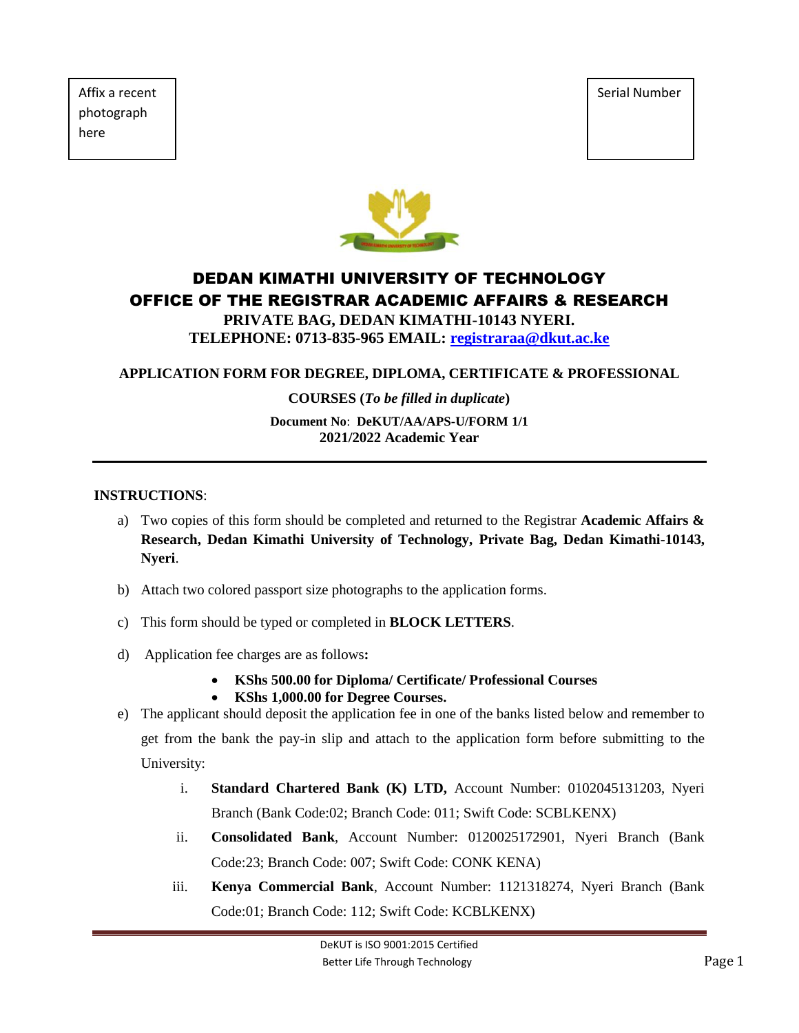| Affix a recent photograph here |
| --- |

| Serial Number |
| --- |

# DEDAN KIMATHI UNIVERSITY OF TECHNOLOGY

## OFFICE OF THE REGISTRAR ACADEMIC AFFAIRS & RESEARCH

**PRIVATE BAG, DEDAN KIMATHI-10143 NYERI.**

**TELEPHONE: 0713-835-965 EMAIL: registraraa@dkut.ac.ke**

**APPLICATION FORM FOR DEGREE, DIPLOMA, CERTIFICATE & PROFESSIONAL COURSES (*To be filled in duplicate*)**

**Document No**: **DeKUT/AA/APS-U/FORM 1/1**
**2021/2022 Academic Year**

---

**INSTRUCTIONS**:

a) Two copies of this form should be completed and returned to the Registrar **Academic Affairs & Research, Dedan Kimathi University of Technology, Private Bag, Dedan Kimathi-10143, Nyeri**.

b) Attach two colored passport size photographs to the application forms.

c) This form should be typed or completed in **BLOCK LETTERS**.

d) Application fee charges are as follows**:**
   - **KShs 500.00 for Diploma/ Certificate/ Professional Courses**
   - **KShs 1,000.00 for Degree Courses.**

e) The applicant should deposit the application fee in one of the banks listed below and remember to get from the bank the pay-in slip and attach to the application form before submitting to the University:
   1. **Standard Chartered Bank (K) LTD,** Account Number: 0102045131203, Nyeri Branch (Bank Code:02; Branch Code: 011; Swift Code: SCBLKENX)
   2. **Consolidated Bank**, Account Number: 0120025172901, Nyeri Branch (Bank Code:23; Branch Code: 007; Swift Code: CONK KENA)
   3. **Kenya Commercial Bank**, Account Number: 1121318274, Nyeri Branch (Bank Code:01; Branch Code: 112; Swift Code: KCBLKENX)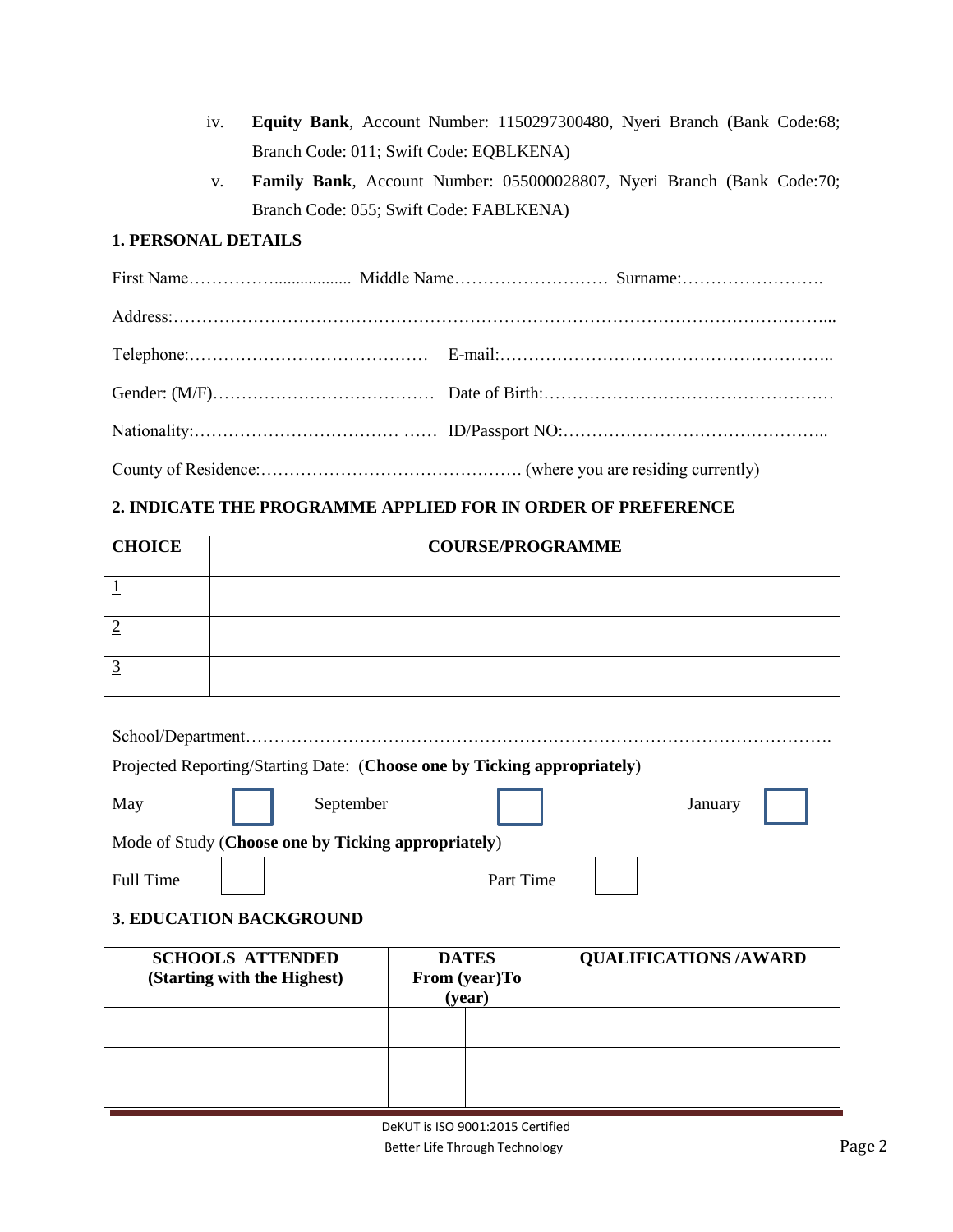iv. **Equity Bank**, Account Number: 1150297300480, Nyeri Branch (Bank Code:68; Branch Code: 011; Swift Code: EQBLKENA)

v. **Family Bank**, Account Number: 055000028807, Nyeri Branch (Bank Code:70; Branch Code: 055; Swift Code: FABLKENA)

### 1. PERSONAL DETAILS

First Name…………….................. Middle Name……………………… Surname:…………………….

Address:……………………………………………………………………………………………...

Telephone:…………………………………… E-mail:…………………………………………………..

Gender: (M/F)………………………………… Date of Birth:……………………………………………

Nationality:……………………………… …… ID/Passport NO:………………………………………..

County of Residence:………………………………………. (where you are residing currently)

### 2. INDICATE THE PROGRAMME APPLIED FOR IN ORDER OF PREFERENCE

| CHOICE | COURSE/PROGRAMME |
|---|---|
| 1 | |
| 2 | |
| 3 | |

School/Department……………………………………………………………………………………….

Projected Reporting/Starting Date: (**Choose one by Ticking appropriately**)

May ☐ September ☐ January ☐

Mode of Study (**Choose one by Ticking appropriately**)

Full Time ☐ Part Time ☐

### 3. EDUCATION BACKGROUND

| SCHOOLS ATTENDED (Starting with the Highest) | DATES From (year)To (year) | | QUALIFICATIONS /AWARD |
|---|---|---|---|
| | | | |
| | | | |
| | | | |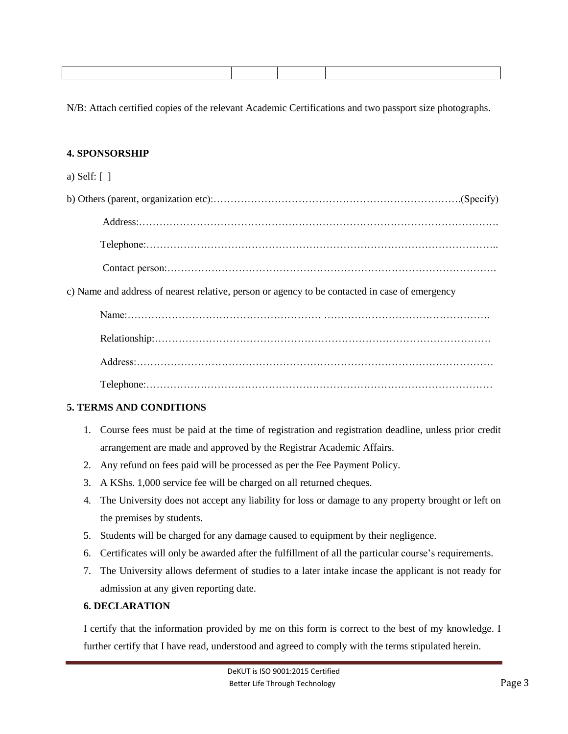| | | | |
|---|---|---|---|
| | | | |

N/B: Attach certified copies of the relevant Academic Certifications and two passport size photographs.

**4. SPONSORSHIP**

a) Self: [ ]

b) Others (parent, organization etc):…………………………………………………………………(Specify)

Address:…………………………………………………………………………………………….

Telephone:…………………………………………………………………………………………..

Contact person:…………………………………………………………………………………….

c) Name and address of nearest relative, person or agency to be contacted in case of emergency

Name:……………………………………………… ………………………………………….

Relationship:…………………………………………………………………………………

Address:………………………………………………………………………………………

Telephone:……………………………………………………………………………………

**5. TERMS AND CONDITIONS**

1. Course fees must be paid at the time of registration and registration deadline, unless prior credit arrangement are made and approved by the Registrar Academic Affairs.
2. Any refund on fees paid will be processed as per the Fee Payment Policy.
3. A KShs. 1,000 service fee will be charged on all returned cheques.
4. The University does not accept any liability for loss or damage to any property brought or left on the premises by students.
5. Students will be charged for any damage caused to equipment by their negligence.
6. Certificates will only be awarded after the fulfillment of all the particular course's requirements.
7. The University allows deferment of studies to a later intake incase the applicant is not ready for admission at any given reporting date.

**6. DECLARATION**

I certify that the information provided by me on this form is correct to the best of my knowledge. I further certify that I have read, understood and agreed to comply with the terms stipulated herein.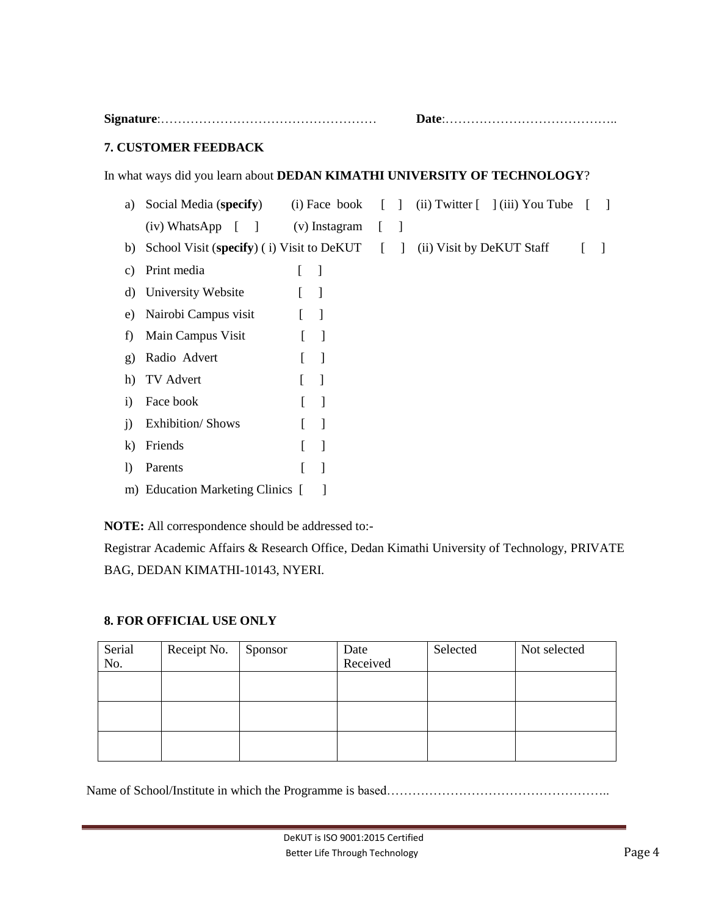**Signature**:…………………………………………… **Date**:…………………………………..

### 7. CUSTOMER FEEDBACK

In what ways did you learn about **DEDAN KIMATHI UNIVERSITY OF TECHNOLOGY**?

a) Social Media (**specify**) (i) Face book [ ] (ii) Twitter [ ] (iii) You Tube [ ] (iv) WhatsApp [ ] (v) Instagram [ ]

b) School Visit (**specify**) ( i) Visit to DeKUT [ ] (ii) Visit by DeKUT Staff [ ]

c) Print media [ ]

d) University Website [ ]

e) Nairobi Campus visit [ ]

f) Main Campus Visit [ ]

g) Radio Advert [ ]

h) TV Advert [ ]

i) Face book [ ]

j) Exhibition/ Shows [ ]

k) Friends [ ]

l) Parents [ ]

m) Education Marketing Clinics [ ]

**NOTE:** All correspondence should be addressed to:-
Registrar Academic Affairs & Research Office, Dedan Kimathi University of Technology, PRIVATE BAG, DEDAN KIMATHI-10143, NYERI.

### 8. FOR OFFICIAL USE ONLY

| Serial No. | Receipt No. | Sponsor | Date Received | Selected | Not selected |
|---|---|---|---|---|---|
| | | | | | |
| | | | | | |
| | | | | | |

Name of School/Institute in which the Programme is based……………………………………………..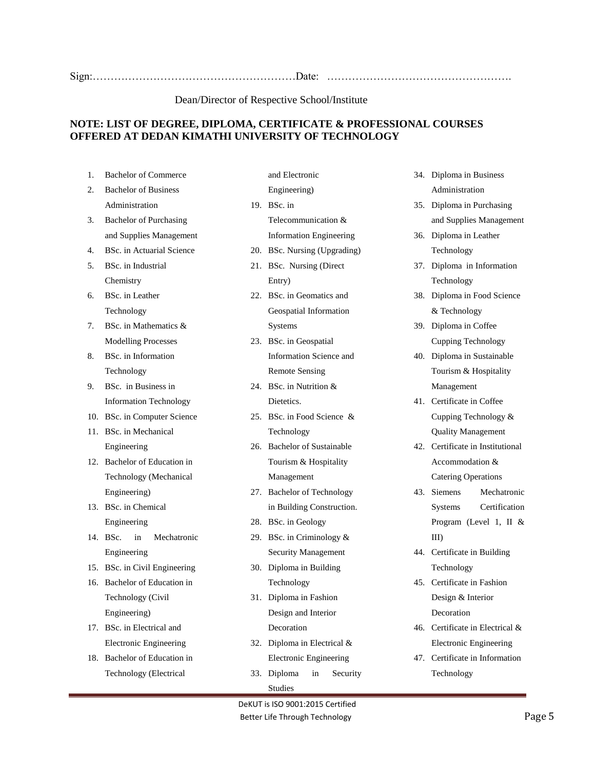Sign:…………………………………………………Date: …………………………………………….

Dean/Director of Respective School/Institute

**NOTE: LIST OF DEGREE, DIPLOMA, CERTIFICATE & PROFESSIONAL COURSES OFFERED AT DEDAN KIMATHI UNIVERSITY OF TECHNOLOGY**

1. Bachelor of Commerce
2. Bachelor of Business Administration
3. Bachelor of Purchasing and Supplies Management
4. BSc. in Actuarial Science
5. BSc. in Industrial Chemistry
6. BSc. in Leather Technology
7. BSc. in Mathematics & Modelling Processes
8. BSc. in Information Technology
9. BSc. in Business in Information Technology
10. BSc. in Computer Science
11. BSc. in Mechanical Engineering
12. Bachelor of Education in Technology (Mechanical Engineering)
13. BSc. in Chemical Engineering
14. BSc. in Mechatronic Engineering
15. BSc. in Civil Engineering
16. Bachelor of Education in Technology (Civil Engineering)
17. BSc. in Electrical and Electronic Engineering
18. Bachelor of Education in Technology (Electrical and Electronic Engineering)
19. BSc. in Telecommunication & Information Engineering
20. BSc. Nursing (Upgrading)
21. BSc. Nursing (Direct Entry)
22. BSc. in Geomatics and Geospatial Information Systems
23. BSc. in Geospatial Information Science and Remote Sensing
24. BSc. in Nutrition & Dietetics.
25. BSc. in Food Science & Technology
26. Bachelor of Sustainable Tourism & Hospitality Management
27. Bachelor of Technology in Building Construction.
28. BSc. in Geology
29. BSc. in Criminology & Security Management
30. Diploma in Building Technology
31. Diploma in Fashion Design and Interior Decoration
32. Diploma in Electrical & Electronic Engineering
33. Diploma in Security Studies
34. Diploma in Business Administration
35. Diploma in Purchasing and Supplies Management
36. Diploma in Leather Technology
37. Diploma in Information Technology
38. Diploma in Food Science & Technology
39. Diploma in Coffee Cupping Technology
40. Diploma in Sustainable Tourism & Hospitality Management
41. Certificate in Coffee Cupping Technology & Quality Management
42. Certificate in Institutional Accommodation & Catering Operations
43. Siemens Mechatronic Systems Certification Program (Level 1, II & III)
44. Certificate in Building Technology
45. Certificate in Fashion Design & Interior Decoration
46. Certificate in Electrical & Electronic Engineering
47. Certificate in Information Technology

DeKUT is ISO 9001:2015 Certified
Better Life Through Technology